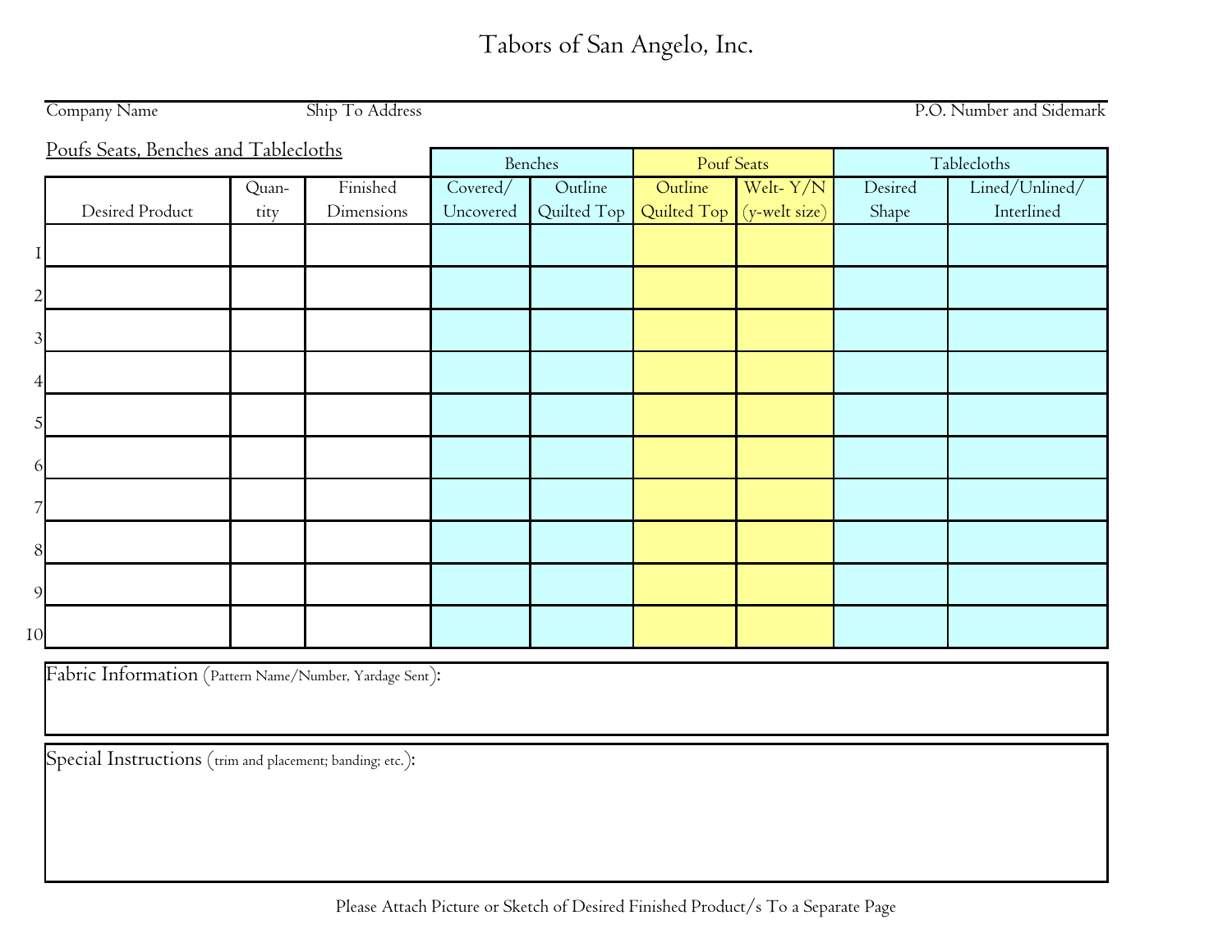# Tabors of San Angelo, Inc.

Company Name | Ship To Address | P.O. Number and Sidemark

## Poufs Seats, Benches and Tablecloths

| | Desired Product | Quantity | Finished Dimensions | Benches | | Pouf Seats | | Tablecloths | |
|---|---|---|---|---|---|---|---|---|---|
| | | | | Covered/ Uncovered | Outline Quilted Top | Outline Quilted Top | Welt- Y/N (y-welt size) | Desired Shape | Lined/Unlined/ Interlined |
| 1 | | | | | | | | | |
| 2 | | | | | | | | | |
| 3 | | | | | | | | | |
| 4 | | | | | | | | | |
| 5 | | | | | | | | | |
| 6 | | | | | | | | | |
| 7 | | | | | | | | | |
| 8 | | | | | | | | | |
| 9 | | | | | | | | | |
| 10 | | | | | | | | | |

Fabric Information (Pattern Name/Number, Yardage Sent):

Special Instructions (trim and placement; banding; etc.):

Please Attach Picture or Sketch of Desired Finished Product/s To a Separate Page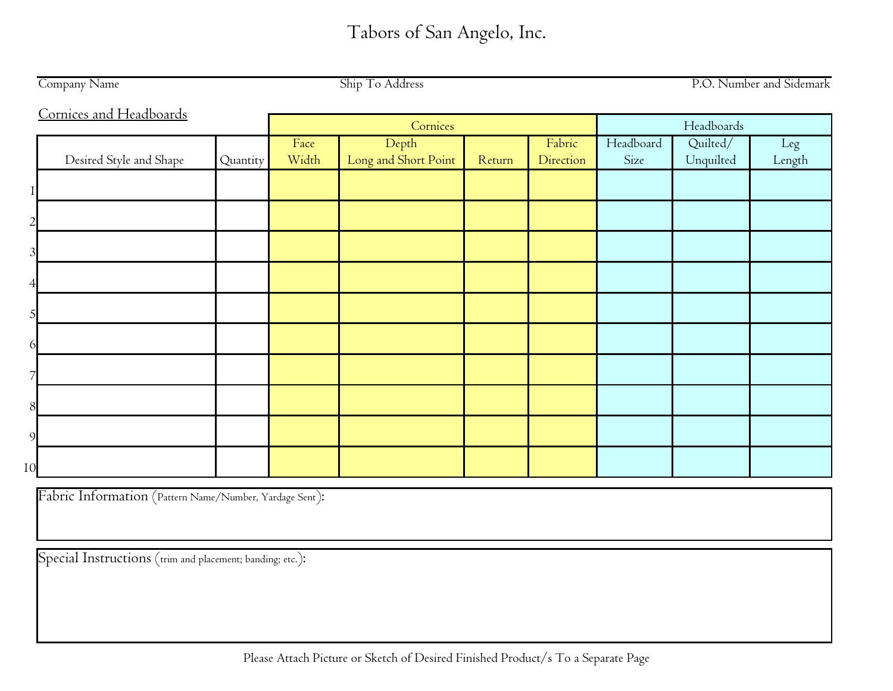# Tabors of San Angelo, Inc.

| Company Name | Ship To Address | P.O. Number and Sidemark |
|---|---|---|

## Cornices and Headboards

| | | | Cornices | | | | Headboards | | |
|---|---|---|---|---|---|---|---|---|---|
| | Desired Style and Shape | Quantity | Face Width | Depth Long and Short Point | Return | Fabric Direction | Headboard Size | Quilted/ Unquilted | Leg Length |
| 1 | | | | | | | | | |
| 2 | | | | | | | | | |
| 3 | | | | | | | | | |
| 4 | | | | | | | | | |
| 5 | | | | | | | | | |
| 6 | | | | | | | | | |
| 7 | | | | | | | | | |
| 8 | | | | | | | | | |
| 9 | | | | | | | | | |
| 10 | | | | | | | | | |

Fabric Information (Pattern Name/Number, Yardage Sent):

Special Instructions (trim and placement; banding; etc.):

Please Attach Picture or Sketch of Desired Finished Product/s To a Separate Page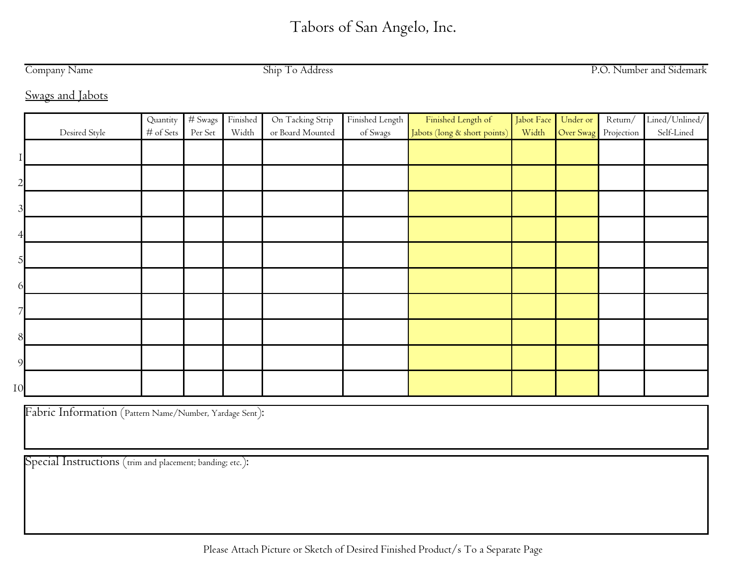# Tabors of San Angelo, Inc.

| Company Name | Ship To Address | P.O. Number and Sidemark |
|---|---|---|

## Swags and Jabots

| | Desired Style | Quantity # of Sets | # Swags Per Set | Finished Width | On Tacking Strip or Board Mounted | Finished Length of Swags | Finished Length of Jabots (long & short points) | Jabot Face Width | Under or Over Swag | Return/ Projection | Lined/Unlined/ Self-Lined |
|---|---|---|---|---|---|---|---|---|---|---|---|
| 1 | | | | | | | | | | | |
| 2 | | | | | | | | | | | |
| 3 | | | | | | | | | | | |
| 4 | | | | | | | | | | | |
| 5 | | | | | | | | | | | |
| 6 | | | | | | | | | | | |
| 7 | | | | | | | | | | | |
| 8 | | | | | | | | | | | |
| 9 | | | | | | | | | | | |
| 10 | | | | | | | | | | | |

Fabric Information (Pattern Name/Number, Yardage Sent):

Special Instructions (trim and placement; banding; etc.):

Please Attach Picture or Sketch of Desired Finished Product/s To a Separate Page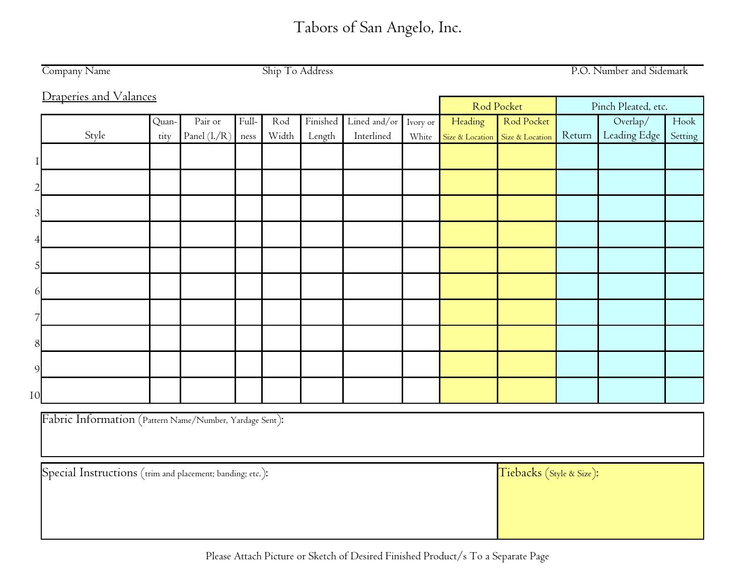# Tabors of San Angelo, Inc.

Company Name | Ship To Address | P.O. Number and Sidemark

Draperies and Valances

| | Style | Quantity | Pair or Panel (L/R) | Fullness | Rod Width | Finished Length | Lined and/or Interlined | Ivory or White | Rod Pocket | | Pinch Pleated, etc. | | |
|---|---|---|---|---|---|---|---|---|---|---|---|---|---|
| | | | | | | | | | Heading Size & Location | Rod Pocket Size & Location | Return | Overlap/ Leading Edge | Hook Setting |
| 1 | | | | | | | | | | | | | |
| 2 | | | | | | | | | | | | | |
| 3 | | | | | | | | | | | | | |
| 4 | | | | | | | | | | | | | |
| 5 | | | | | | | | | | | | | |
| 6 | | | | | | | | | | | | | |
| 7 | | | | | | | | | | | | | |
| 8 | | | | | | | | | | | | | |
| 9 | | | | | | | | | | | | | |
| 10 | | | | | | | | | | | | | |

Fabric Information (Pattern Name/Number, Yardage Sent):

Special Instructions (trim and placement; banding; etc.):

Tiebacks (Style & Size):

Please Attach Picture or Sketch of Desired Finished Product/s To a Separate Page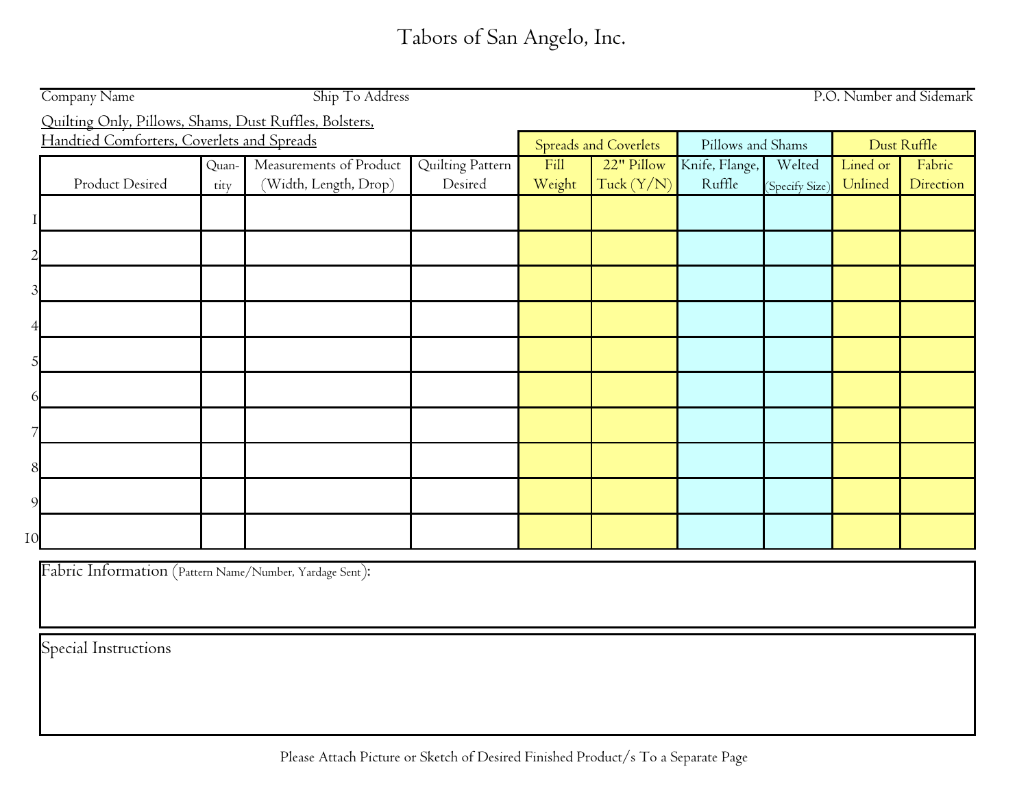# Tabors of San Angelo, Inc.

| Company Name | Ship To Address | P.O. Number and Sidemark |
|---|---|---|

Quilting Only, Pillows, Shams, Dust Ruffles, Bolsters, Handtied Comforters, Coverlets and Spreads

| | Product Desired | Quantity | Measurements of Product (Width, Length, Drop) | Quilting Pattern Desired | Spreads and Coverlets | | Pillows and Shams | | Dust Ruffle | |
|---|---|---|---|---|---|---|---|---|---|---|
| | | | | | Fill Weight | 22" Pillow Tuck (Y/N) | Knife, Flange, Ruffle | Welted (Specify Size) | Lined or Unlined | Fabric Direction |
| 1 | | | | | | | | | | |
| 2 | | | | | | | | | | |
| 3 | | | | | | | | | | |
| 4 | | | | | | | | | | |
| 5 | | | | | | | | | | |
| 6 | | | | | | | | | | |
| 7 | | | | | | | | | | |
| 8 | | | | | | | | | | |
| 9 | | | | | | | | | | |
| 10 | | | | | | | | | | |

Fabric Information (Pattern Name/Number, Yardage Sent):

Special Instructions

Please Attach Picture or Sketch of Desired Finished Product/s To a Separate Page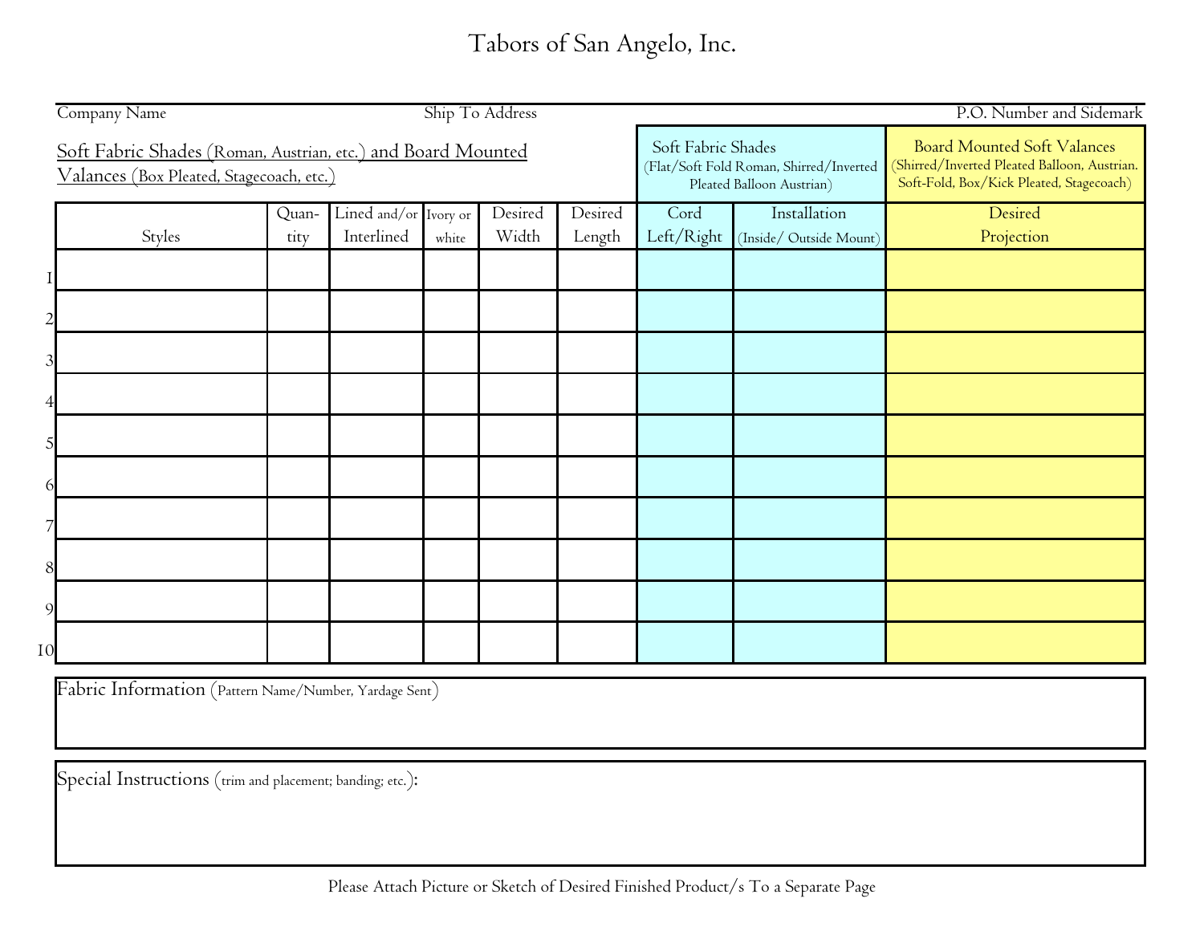# Tabors of San Angelo, Inc.

Company Name | Ship To Address | P.O. Number and Sidemark

Soft Fabric Shades (Roman, Austrian, etc.) and Board Mounted Valances (Box Pleated, Stagecoach, etc.)

| | | | | | | | Soft Fabric Shades (Flat/Soft Fold Roman, Shirred/Inverted Pleated Balloon Austrian) | | Board Mounted Soft Valances (Shirred/Inverted Pleated Balloon, Austrian. Soft-Fold, Box/Kick Pleated, Stagecoach) |
|---|---|---|---|---|---|---|---|---|---|
| | Styles | Quan-tity | Lined and/or Interlined | Ivory or white | Desired Width | Desired Length | Cord Left/Right | Installation (Inside/ Outside Mount) | Desired Projection |
| 1 | | | | | | | | | |
| 2 | | | | | | | | | |
| 3 | | | | | | | | | |
| 4 | | | | | | | | | |
| 5 | | | | | | | | | |
| 6 | | | | | | | | | |
| 7 | | | | | | | | | |
| 8 | | | | | | | | | |
| 9 | | | | | | | | | |
| 10 | | | | | | | | | |

Fabric Information (Pattern Name/Number, Yardage Sent)

Special Instructions (trim and placement; banding; etc.):

Please Attach Picture or Sketch of Desired Finished Product/s To a Separate Page